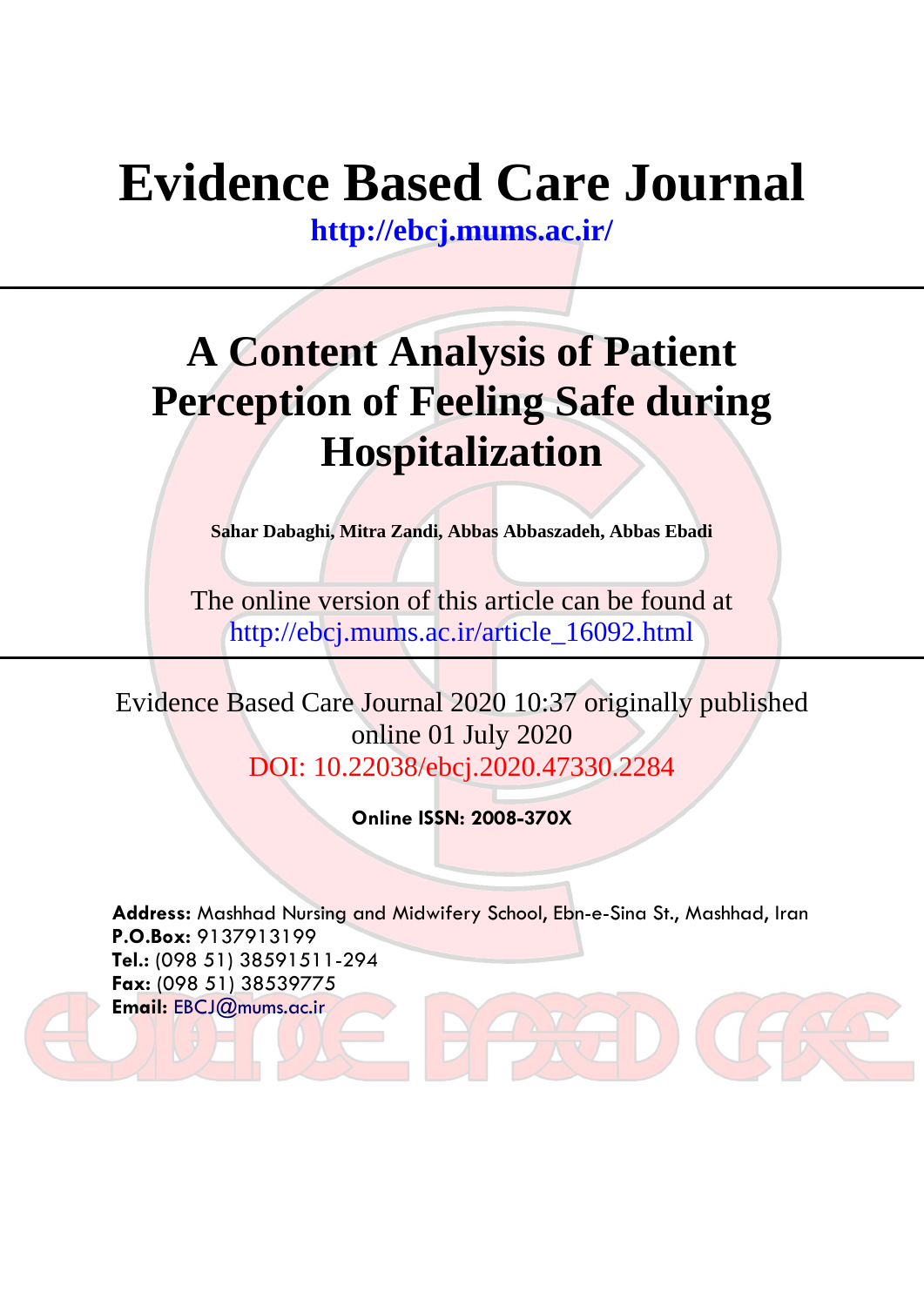# Evidence Based Care Journal

**http://ebcj.mums.ac.ir/**

---

# A Content Analysis of Patient Perception of Feeling Safe during Hospitalization

**Sahar Dabaghi, Mitra Zandi, Abbas Abbaszadeh, Abbas Ebadi**

The online version of this article can be found at
http://ebcj.mums.ac.ir/article_16092.html

---

Evidence Based Care Journal 2020 10:37 originally published online 01 July 2020

DOI: 10.22038/ebcj.2020.47330.2284

**Online ISSN: 2008-370X**

**Address:** Mashhad Nursing and Midwifery School, Ebn-e-Sina St., Mashhad, Iran
**P.O.Box:** 9137913199
**Tel.:** (098 51) 38591511-294
**Fax:** (098 51) 38539775
**Email:** EBCJ@mums.ac.ir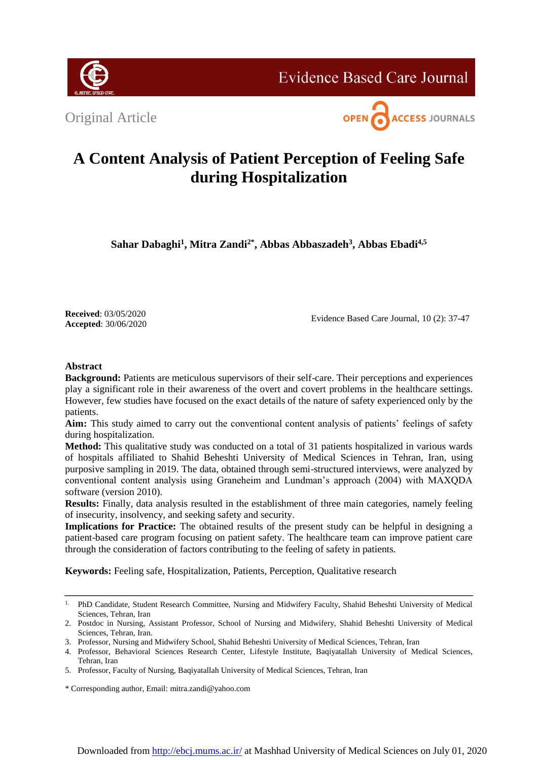Original Article

# A Content Analysis of Patient Perception of Feeling Safe during Hospitalization

**Sahar Dabaghi[1], Mitra Zandi[2*], Abbas Abbaszadeh[3], Abbas Ebadi[4,5]**

**Received**: 03/05/2020
**Accepted**: 30/06/2020

Evidence Based Care Journal, 10 (2): 37-47

### Abstract

**Background:** Patients are meticulous supervisors of their self-care. Their perceptions and experiences play a significant role in their awareness of the overt and covert problems in the healthcare settings. However, few studies have focused on the exact details of the nature of safety experienced only by the patients.

**Aim:** This study aimed to carry out the conventional content analysis of patients' feelings of safety during hospitalization.

**Method:** This qualitative study was conducted on a total of 31 patients hospitalized in various wards of hospitals affiliated to Shahid Beheshti University of Medical Sciences in Tehran, Iran, using purposive sampling in 2019. The data, obtained through semi-structured interviews, were analyzed by conventional content analysis using Graneheim and Lundman's approach (2004) with MAXQDA software (version 2010).

**Results:** Finally, data analysis resulted in the establishment of three main categories, namely feeling of insecurity, insolvency, and seeking safety and security.

**Implications for Practice:** The obtained results of the present study can be helpful in designing a patient-based care program focusing on patient safety. The healthcare team can improve patient care through the consideration of factors contributing to the feeling of safety in patients.

**Keywords:** Feeling safe, Hospitalization, Patients, Perception, Qualitative research

---

1. PhD Candidate, Student Research Committee, Nursing and Midwifery Faculty, Shahid Beheshti University of Medical Sciences, Tehran, Iran
2. Postdoc in Nursing, Assistant Professor, School of Nursing and Midwifery, Shahid Beheshti University of Medical Sciences, Tehran, Iran.
3. Professor, Nursing and Midwifery School, Shahid Beheshti University of Medical Sciences, Tehran, Iran
4. Professor, Behavioral Sciences Research Center, Lifestyle Institute, Baqiyatallah University of Medical Sciences, Tehran, Iran
5. Professor, Faculty of Nursing, Baqiyatallah University of Medical Sciences, Tehran, Iran

\* Corresponding author, Email: mitra.zandi@yahoo.com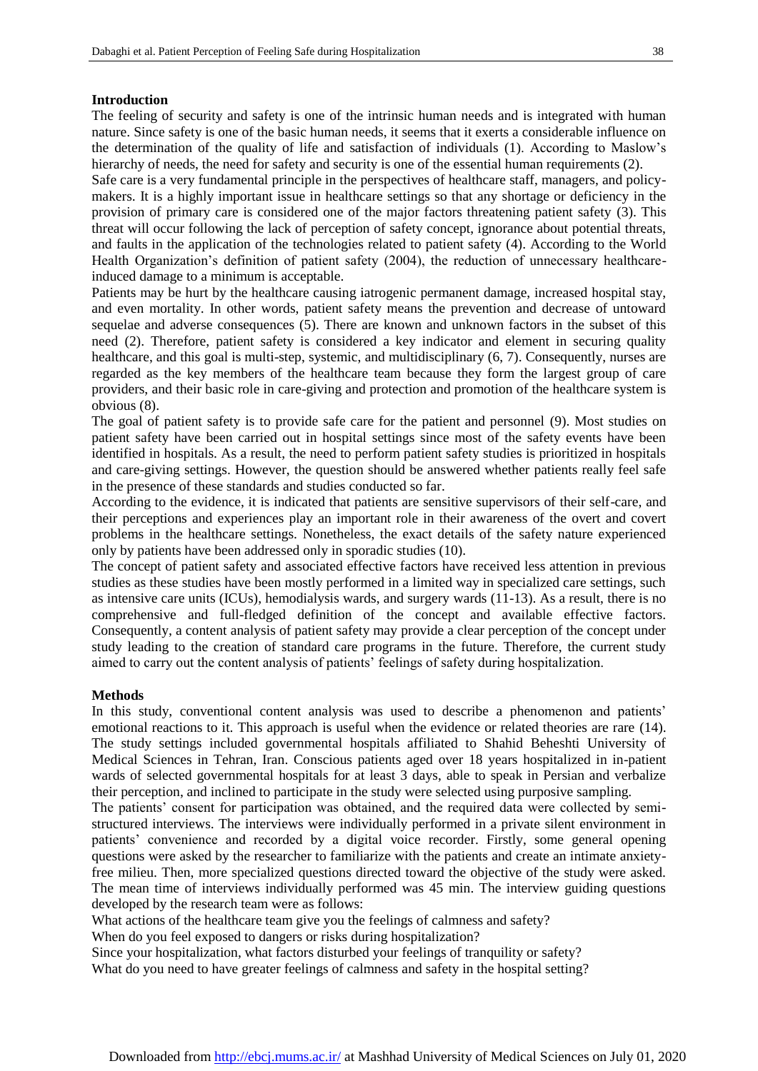## Introduction

The feeling of security and safety is one of the intrinsic human needs and is integrated with human nature. Since safety is one of the basic human needs, it seems that it exerts a considerable influence on the determination of the quality of life and satisfaction of individuals (1). According to Maslow's hierarchy of needs, the need for safety and security is one of the essential human requirements (2).

Safe care is a very fundamental principle in the perspectives of healthcare staff, managers, and policy-makers. It is a highly important issue in healthcare settings so that any shortage or deficiency in the provision of primary care is considered one of the major factors threatening patient safety (3). This threat will occur following the lack of perception of safety concept, ignorance about potential threats, and faults in the application of the technologies related to patient safety (4). According to the World Health Organization's definition of patient safety (2004), the reduction of unnecessary healthcare-induced damage to a minimum is acceptable.

Patients may be hurt by the healthcare causing iatrogenic permanent damage, increased hospital stay, and even mortality. In other words, patient safety means the prevention and decrease of untoward sequelae and adverse consequences (5). There are known and unknown factors in the subset of this need (2). Therefore, patient safety is considered a key indicator and element in securing quality healthcare, and this goal is multi-step, systemic, and multidisciplinary (6, 7). Consequently, nurses are regarded as the key members of the healthcare team because they form the largest group of care providers, and their basic role in care-giving and protection and promotion of the healthcare system is obvious (8).

The goal of patient safety is to provide safe care for the patient and personnel (9). Most studies on patient safety have been carried out in hospital settings since most of the safety events have been identified in hospitals. As a result, the need to perform patient safety studies is prioritized in hospitals and care-giving settings. However, the question should be answered whether patients really feel safe in the presence of these standards and studies conducted so far.

According to the evidence, it is indicated that patients are sensitive supervisors of their self-care, and their perceptions and experiences play an important role in their awareness of the overt and covert problems in the healthcare settings. Nonetheless, the exact details of the safety nature experienced only by patients have been addressed only in sporadic studies (10).

The concept of patient safety and associated effective factors have received less attention in previous studies as these studies have been mostly performed in a limited way in specialized care settings, such as intensive care units (ICUs), hemodialysis wards, and surgery wards (11-13). As a result, there is no comprehensive and full-fledged definition of the concept and available effective factors. Consequently, a content analysis of patient safety may provide a clear perception of the concept under study leading to the creation of standard care programs in the future. Therefore, the current study aimed to carry out the content analysis of patients' feelings of safety during hospitalization.

## Methods

In this study, conventional content analysis was used to describe a phenomenon and patients' emotional reactions to it. This approach is useful when the evidence or related theories are rare (14). The study settings included governmental hospitals affiliated to Shahid Beheshti University of Medical Sciences in Tehran, Iran. Conscious patients aged over 18 years hospitalized in in-patient wards of selected governmental hospitals for at least 3 days, able to speak in Persian and verbalize their perception, and inclined to participate in the study were selected using purposive sampling.

The patients' consent for participation was obtained, and the required data were collected by semi-structured interviews. The interviews were individually performed in a private silent environment in patients' convenience and recorded by a digital voice recorder. Firstly, some general opening questions were asked by the researcher to familiarize with the patients and create an intimate anxiety-free milieu. Then, more specialized questions directed toward the objective of the study were asked. The mean time of interviews individually performed was 45 min. The interview guiding questions developed by the research team were as follows:

What actions of the healthcare team give you the feelings of calmness and safety?

When do you feel exposed to dangers or risks during hospitalization?

Since your hospitalization, what factors disturbed your feelings of tranquility or safety?

What do you need to have greater feelings of calmness and safety in the hospital setting?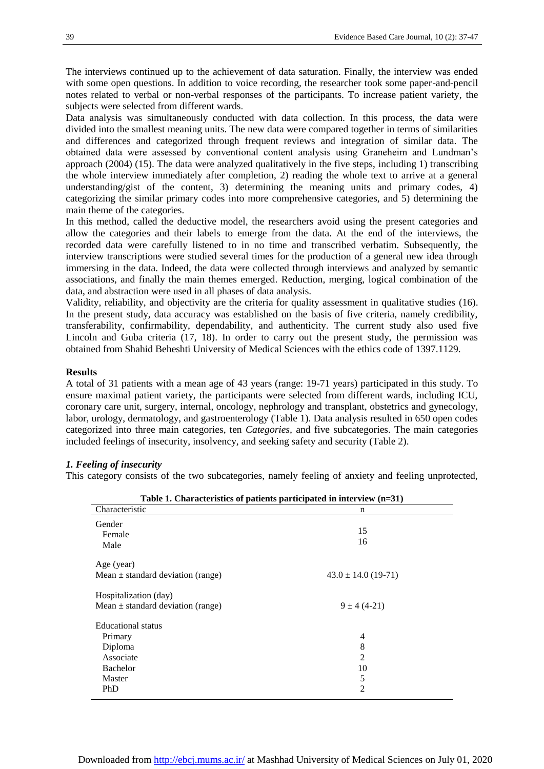The interviews continued up to the achievement of data saturation. Finally, the interview was ended with some open questions. In addition to voice recording, the researcher took some paper-and-pencil notes related to verbal or non-verbal responses of the participants. To increase patient variety, the subjects were selected from different wards.

Data analysis was simultaneously conducted with data collection. In this process, the data were divided into the smallest meaning units. The new data were compared together in terms of similarities and differences and categorized through frequent reviews and integration of similar data. The obtained data were assessed by conventional content analysis using Graneheim and Lundman's approach (2004) (15). The data were analyzed qualitatively in the five steps, including 1) transcribing the whole interview immediately after completion, 2) reading the whole text to arrive at a general understanding/gist of the content, 3) determining the meaning units and primary codes, 4) categorizing the similar primary codes into more comprehensive categories, and 5) determining the main theme of the categories.

In this method, called the deductive model, the researchers avoid using the present categories and allow the categories and their labels to emerge from the data. At the end of the interviews, the recorded data were carefully listened to in no time and transcribed verbatim. Subsequently, the interview transcriptions were studied several times for the production of a general new idea through immersing in the data. Indeed, the data were collected through interviews and analyzed by semantic associations, and finally the main themes emerged. Reduction, merging, logical combination of the data, and abstraction were used in all phases of data analysis.

Validity, reliability, and objectivity are the criteria for quality assessment in qualitative studies (16). In the present study, data accuracy was established on the basis of five criteria, namely credibility, transferability, confirmability, dependability, and authenticity. The current study also used five Lincoln and Guba criteria (17, 18). In order to carry out the present study, the permission was obtained from Shahid Beheshti University of Medical Sciences with the ethics code of 1397.1129.

## Results

A total of 31 patients with a mean age of 43 years (range: 19-71 years) participated in this study. To ensure maximal patient variety, the participants were selected from different wards, including ICU, coronary care unit, surgery, internal, oncology, nephrology and transplant, obstetrics and gynecology, labor, urology, dermatology, and gastroenterology (Table 1). Data analysis resulted in 650 open codes categorized into three main categories, ten *Categories*, and five subcategories. The main categories included feelings of insecurity, insolvency, and seeking safety and security (Table 2).

### *1. Feeling of insecurity*

This category consists of the two subcategories, namely feeling of anxiety and feeling unprotected,

**Table 1. Characteristics of patients participated in interview (n=31)**

| Characteristic | n |
|---|---|
| Gender | |
| Female | 15 |
| Male | 16 |
| Age (year) | |
| Mean ± standard deviation (range) | 43.0 ± 14.0 (19-71) |
| Hospitalization (day) | |
| Mean ± standard deviation (range) | 9 ± 4 (4-21) |
| Educational status | |
| Primary | 4 |
| Diploma | 8 |
| Associate | 2 |
| Bachelor | 10 |
| Master | 5 |
| PhD | 2 |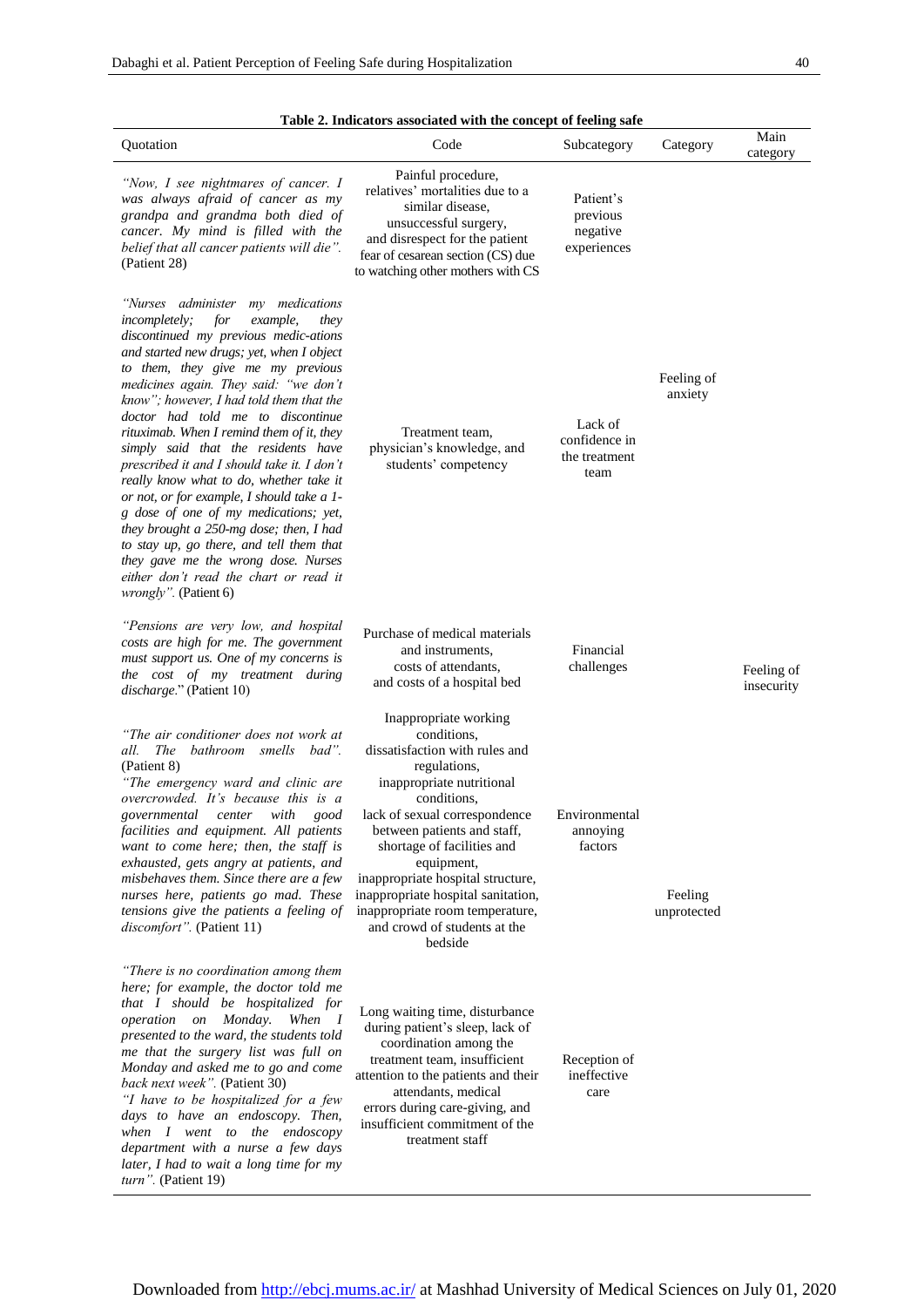**Table 2. Indicators associated with the concept of feeling safe**

| Quotation | Code | Subcategory | Category | Main category |
|---|---|---|---|---|
| *"Now, I see nightmares of cancer. I was always afraid of cancer as my grandpa and grandma both died of cancer. My mind is filled with the belief that all cancer patients will die".* (Patient 28) | Painful procedure, relatives' mortalities due to a similar disease, unsuccessful surgery, and disrespect for the patient fear of cesarean section (CS) due to watching other mothers with CS | Patient's previous negative experiences | Feeling of anxiety | Feeling of insecurity |
| *"Nurses administer my medications incompletely; for example, they discontinued my previous medic-ations and started new drugs; yet, when I object to them, they give me my previous medicines again. They said: "we don't know"; however, I had told them that the doctor had told me to discontinue rituximab. When I remind them of it, they simply said that the residents have prescribed it and I should take it. I don't really know what to do, whether take it or not, or for example, I should take a 1-g dose of one of my medications; yet, they brought a 250-mg dose; then, I had to stay up, go there, and tell them that they gave me the wrong dose. Nurses either don't read the chart or read it wrongly".* (Patient 6) | Treatment team, physician's knowledge, and students' competency | Lack of confidence in the treatment team | | |
| *"Pensions are very low, and hospital costs are high for me. The government must support us. One of my concerns is the cost of my treatment during discharge.*" (Patient 10) | Purchase of medical materials and instruments, costs of attendants, and costs of a hospital bed | Financial challenges | | |
| *"The air conditioner does not work at all. The bathroom smells bad".* (Patient 8)<br>*"The emergency ward and clinic are overcrowded. It's because this is a governmental center with good facilities and equipment. All patients want to come here; then, the staff is exhausted, gets angry at patients, and misbehaves them. Since there are a few nurses here, patients go mad. These tensions give the patients a feeling of discomfort".* (Patient 11) | Inappropriate working conditions, dissatisfaction with rules and regulations, inappropriate nutritional conditions, lack of sexual correspondence between patients and staff, shortage of facilities and equipment, inappropriate hospital structure, inappropriate hospital sanitation, inappropriate room temperature, and crowd of students at the bedside | Environmental annoying factors | Feeling unprotected | |
| *"There is no coordination among them here; for example, the doctor told me that I should be hospitalized for operation on Monday. When I presented to the ward, the students told me that the surgery list was full on Monday and asked me to go and come back next week".* (Patient 30)<br>*"I have to be hospitalized for a few days to have an endoscopy. Then, when I went to the endoscopy department with a nurse a few days later, I had to wait a long time for my turn".* (Patient 19) | Long waiting time, disturbance during patient's sleep, lack of coordination among the treatment team, insufficient attention to the patients and their attendants, medical errors during care-giving, and insufficient commitment of the treatment staff | Reception of ineffective care | | |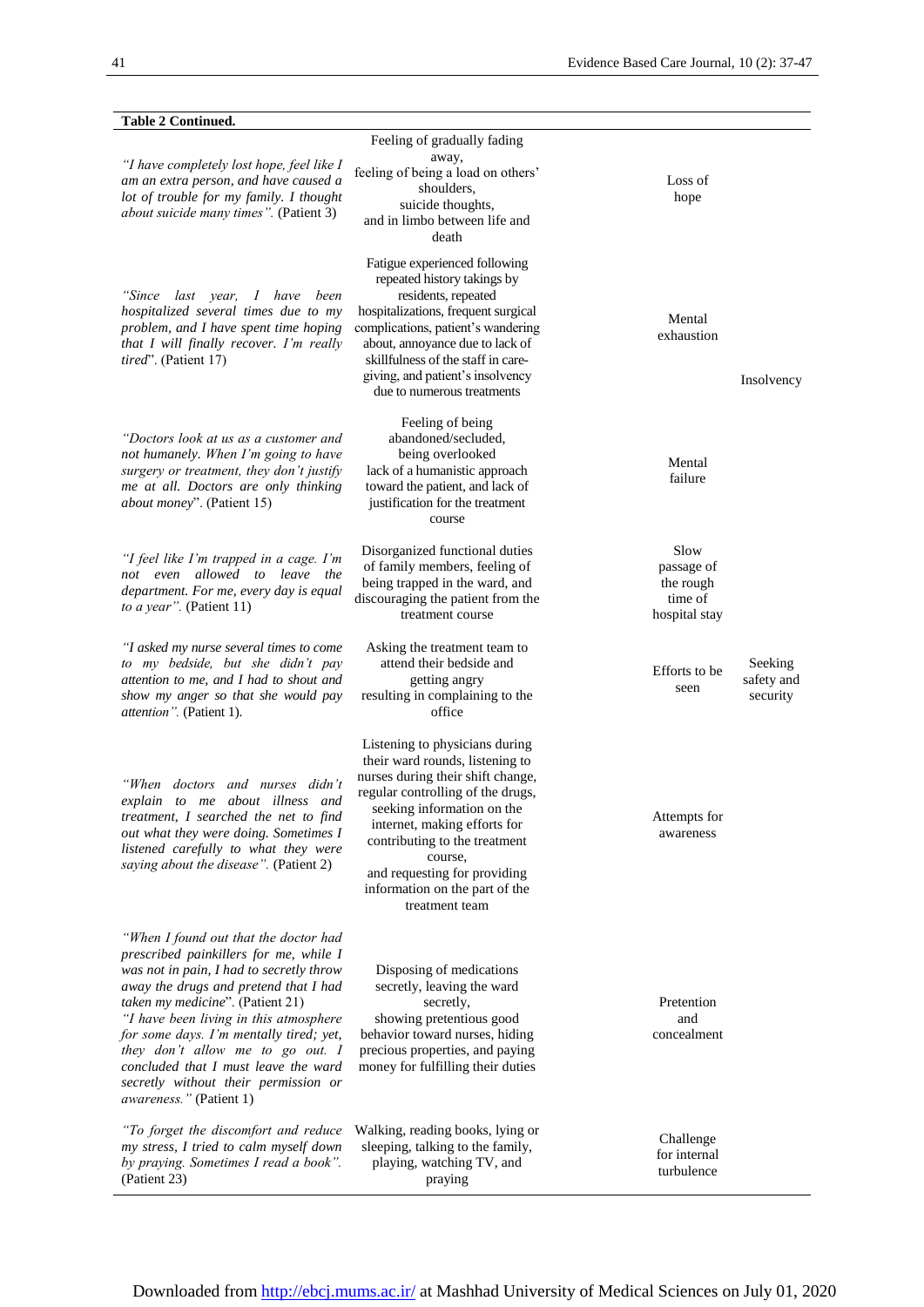**Table 2 Continued.**

| | | | |
|---|---|---|---|
| *"I have completely lost hope, feel like I am an extra person, and have caused a lot of trouble for my family. I thought about suicide many times".* (Patient 3) | Feeling of gradually fading away, feeling of being a load on others' shoulders, suicide thoughts, and in limbo between life and death | Loss of hope | |
| *"Since last year, I have been hospitalized several times due to my problem, and I have spent time hoping that I will finally recover. I'm really tired*". (Patient 17) | Fatigue experienced following repeated history takings by residents, repeated hospitalizations, frequent surgical complications, patient's wandering about, annoyance due to lack of skillfulness of the staff in care-giving, and patient's insolvency due to numerous treatments | Mental exhaustion | Insolvency |
| *"Doctors look at us as a customer and not humanely. When I'm going to have surgery or treatment, they don't justify me at all. Doctors are only thinking about money*". (Patient 15) | Feeling of being abandoned/secluded, being overlooked lack of a humanistic approach toward the patient, and lack of justification for the treatment course | Mental failure | |
| *"I feel like I'm trapped in a cage. I'm not even allowed to leave the department. For me, every day is equal to a year".* (Patient 11) | Disorganized functional duties of family members, feeling of being trapped in the ward, and discouraging the patient from the treatment course | Slow passage of the rough time of hospital stay | |
| *"I asked my nurse several times to come to my bedside, but she didn't pay attention to me, and I had to shout and show my anger so that she would pay attention".* (Patient 1). | Asking the treatment team to attend their bedside and getting angry resulting in complaining to the office | Efforts to be seen | Seeking safety and security |
| *"When doctors and nurses didn't explain to me about illness and treatment, I searched the net to find out what they were doing. Sometimes I listened carefully to what they were saying about the disease".* (Patient 2) | Listening to physicians during their ward rounds, listening to nurses during their shift change, regular controlling of the drugs, seeking information on the internet, making efforts for contributing to the treatment course, and requesting for providing information on the part of the treatment team | Attempts for awareness | |
| *"When I found out that the doctor had prescribed painkillers for me, while I was not in pain, I had to secretly throw away the drugs and pretend that I had taken my medicine*". (Patient 21) *"I have been living in this atmosphere for some days. I'm mentally tired; yet, they don't allow me to go out. I concluded that I must leave the ward secretly without their permission or awareness."* (Patient 1) | Disposing of medications secretly, leaving the ward secretly, showing pretentious good behavior toward nurses, hiding precious properties, and paying money for fulfilling their duties | Pretention and concealment | |
| *"To forget the discomfort and reduce my stress, I tried to calm myself down by praying. Sometimes I read a book".* (Patient 23) | Walking, reading books, lying or sleeping, talking to the family, playing, watching TV, and praying | Challenge for internal turbulence | |

Downloaded from http://ebcj.mums.ac.ir/ at Mashhad University of Medical Sciences on July 01, 2020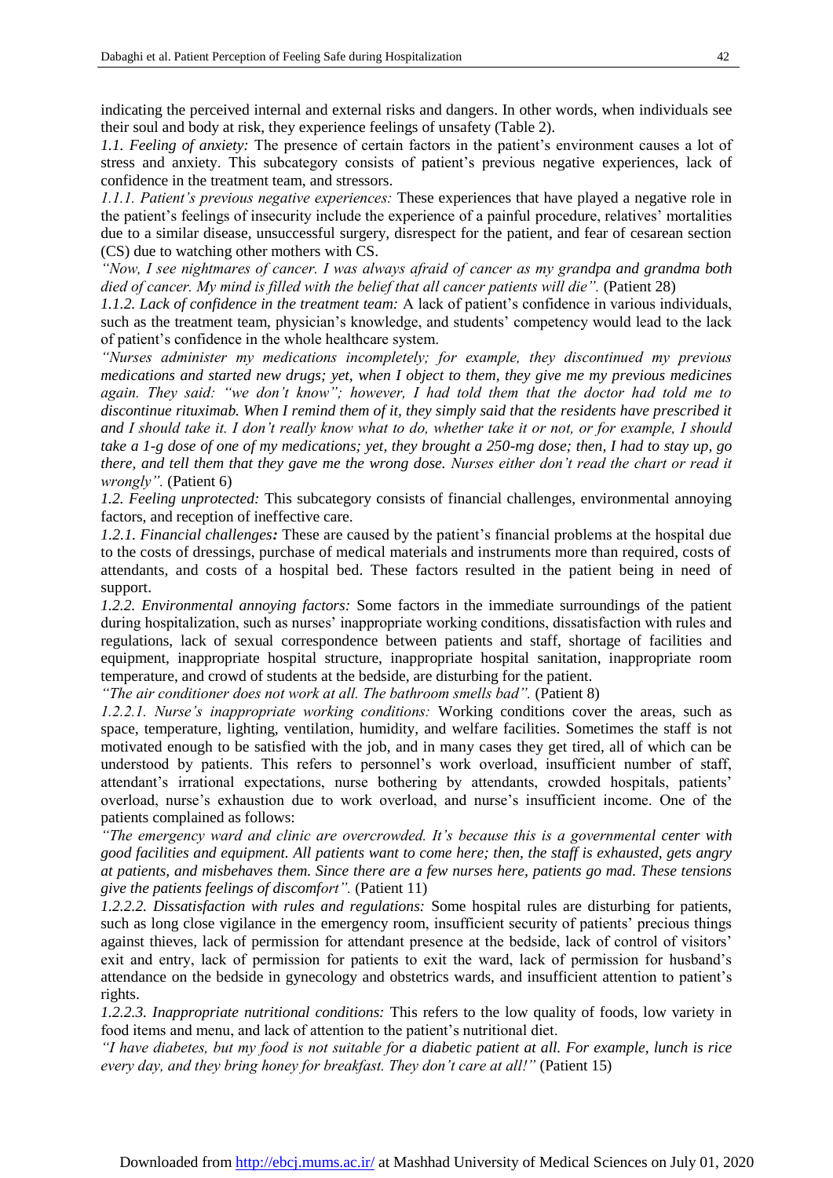indicating the perceived internal and external risks and dangers. In other words, when individuals see their soul and body at risk, they experience feelings of unsafety (Table 2).

*1.1. Feeling of anxiety:* The presence of certain factors in the patient's environment causes a lot of stress and anxiety. This subcategory consists of patient's previous negative experiences, lack of confidence in the treatment team, and stressors.

*1.1.1. Patient's previous negative experiences:* These experiences that have played a negative role in the patient's feelings of insecurity include the experience of a painful procedure, relatives' mortalities due to a similar disease, unsuccessful surgery, disrespect for the patient, and fear of cesarean section (CS) due to watching other mothers with CS.

*"Now, I see nightmares of cancer. I was always afraid of cancer as my grandpa and grandma both died of cancer. My mind is filled with the belief that all cancer patients will die".* (Patient 28)

*1.1.2. Lack of confidence in the treatment team:* A lack of patient's confidence in various individuals, such as the treatment team, physician's knowledge, and students' competency would lead to the lack of patient's confidence in the whole healthcare system.

*"Nurses administer my medications incompletely; for example, they discontinued my previous medications and started new drugs; yet, when I object to them, they give me my previous medicines again. They said: "we don't know"; however, I had told them that the doctor had told me to discontinue rituximab. When I remind them of it, they simply said that the residents have prescribed it and I should take it. I don't really know what to do, whether take it or not, or for example, I should take a 1-g dose of one of my medications; yet, they brought a 250-mg dose; then, I had to stay up, go there, and tell them that they gave me the wrong dose. Nurses either don't read the chart or read it wrongly".* (Patient 6)

*1.2. Feeling unprotected:* This subcategory consists of financial challenges, environmental annoying factors, and reception of ineffective care.

*1.2.1. Financial challenges**:*** These are caused by the patient's financial problems at the hospital due to the costs of dressings, purchase of medical materials and instruments more than required, costs of attendants, and costs of a hospital bed. These factors resulted in the patient being in need of support.

*1.2.2. Environmental annoying factors:* Some factors in the immediate surroundings of the patient during hospitalization, such as nurses' inappropriate working conditions, dissatisfaction with rules and regulations, lack of sexual correspondence between patients and staff, shortage of facilities and equipment, inappropriate hospital structure, inappropriate hospital sanitation, inappropriate room temperature, and crowd of students at the bedside, are disturbing for the patient.

*"The air conditioner does not work at all. The bathroom smells bad".* (Patient 8)

*1.2.2.1. Nurse's inappropriate working conditions:* Working conditions cover the areas, such as space, temperature, lighting, ventilation, humidity, and welfare facilities. Sometimes the staff is not motivated enough to be satisfied with the job, and in many cases they get tired, all of which can be understood by patients. This refers to personnel's work overload, insufficient number of staff, attendant's irrational expectations, nurse bothering by attendants, crowded hospitals, patients' overload, nurse's exhaustion due to work overload, and nurse's insufficient income. One of the patients complained as follows:

*"The emergency ward and clinic are overcrowded. It's because this is a governmental center with good facilities and equipment. All patients want to come here; then, the staff is exhausted, gets angry at patients, and misbehaves them. Since there are a few nurses here, patients go mad. These tensions give the patients feelings of discomfort".* (Patient 11)

*1.2.2.2. Dissatisfaction with rules and regulations:* Some hospital rules are disturbing for patients, such as long close vigilance in the emergency room, insufficient security of patients' precious things against thieves, lack of permission for attendant presence at the bedside, lack of control of visitors' exit and entry, lack of permission for patients to exit the ward, lack of permission for husband's attendance on the bedside in gynecology and obstetrics wards, and insufficient attention to patient's rights.

*1.2.2.3. Inappropriate nutritional conditions:* This refers to the low quality of foods, low variety in food items and menu, and lack of attention to the patient's nutritional diet.

*"I have diabetes, but my food is not suitable for a diabetic patient at all. For example, lunch is rice every day, and they bring honey for breakfast. They don't care at all!"* (Patient 15)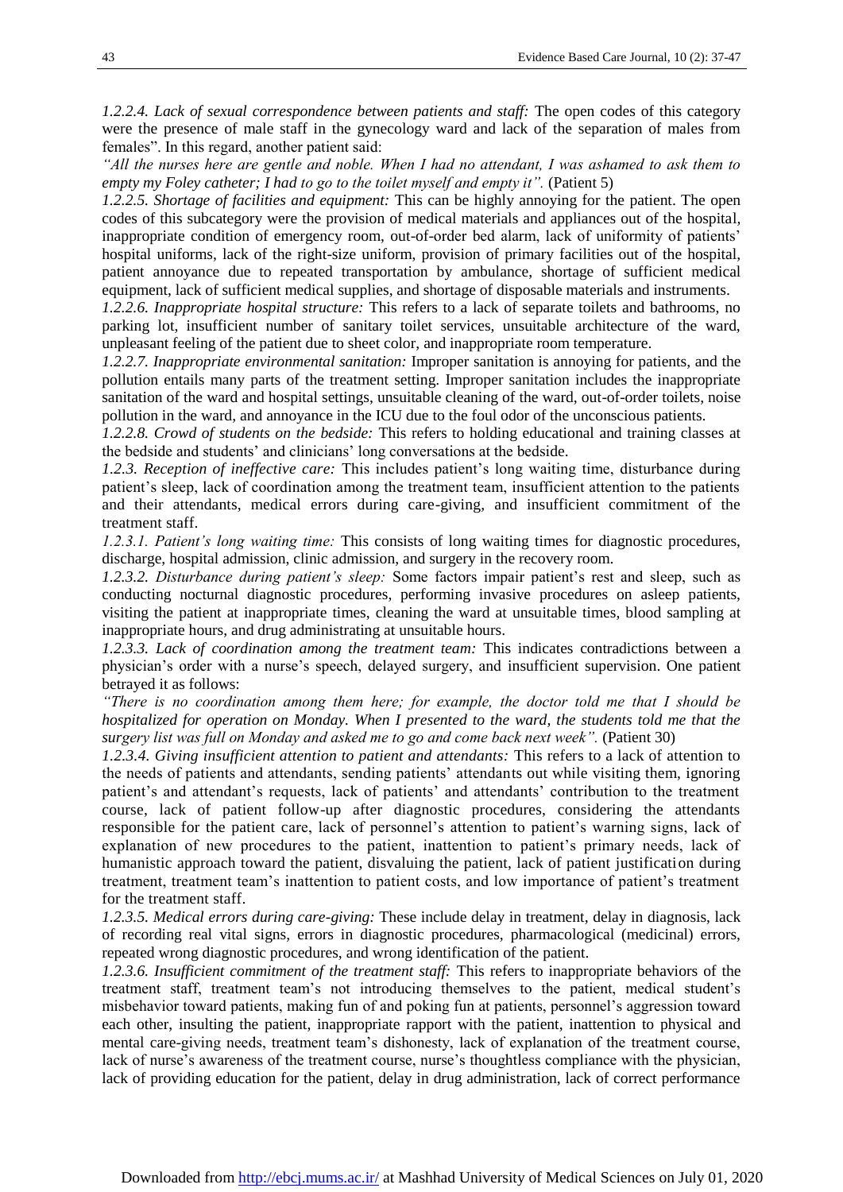*1.2.2.4. Lack of sexual correspondence between patients and staff:* The open codes of this category were the presence of male staff in the gynecology ward and lack of the separation of males from females". In this regard, another patient said:

*"All the nurses here are gentle and noble. When I had no attendant, I was ashamed to ask them to empty my Foley catheter; I had to go to the toilet myself and empty it".* (Patient 5)

*1.2.2.5. Shortage of facilities and equipment:* This can be highly annoying for the patient. The open codes of this subcategory were the provision of medical materials and appliances out of the hospital, inappropriate condition of emergency room, out-of-order bed alarm, lack of uniformity of patients' hospital uniforms, lack of the right-size uniform, provision of primary facilities out of the hospital, patient annoyance due to repeated transportation by ambulance, shortage of sufficient medical equipment, lack of sufficient medical supplies, and shortage of disposable materials and instruments.

*1.2.2.6. Inappropriate hospital structure:* This refers to a lack of separate toilets and bathrooms, no parking lot, insufficient number of sanitary toilet services, unsuitable architecture of the ward, unpleasant feeling of the patient due to sheet color, and inappropriate room temperature.

*1.2.2.7. Inappropriate environmental sanitation:* Improper sanitation is annoying for patients, and the pollution entails many parts of the treatment setting. Improper sanitation includes the inappropriate sanitation of the ward and hospital settings, unsuitable cleaning of the ward, out-of-order toilets, noise pollution in the ward, and annoyance in the ICU due to the foul odor of the unconscious patients.

*1.2.2.8. Crowd of students on the bedside:* This refers to holding educational and training classes at the bedside and students' and clinicians' long conversations at the bedside.

*1.2.3. Reception of ineffective care:* This includes patient's long waiting time, disturbance during patient's sleep, lack of coordination among the treatment team, insufficient attention to the patients and their attendants, medical errors during care-giving, and insufficient commitment of the treatment staff.

*1.2.3.1. Patient's long waiting time:* This consists of long waiting times for diagnostic procedures, discharge, hospital admission, clinic admission, and surgery in the recovery room.

*1.2.3.2. Disturbance during patient's sleep:* Some factors impair patient's rest and sleep, such as conducting nocturnal diagnostic procedures, performing invasive procedures on asleep patients, visiting the patient at inappropriate times, cleaning the ward at unsuitable times, blood sampling at inappropriate hours, and drug administrating at unsuitable hours.

*1.2.3.3. Lack of coordination among the treatment team:* This indicates contradictions between a physician's order with a nurse's speech, delayed surgery, and insufficient supervision. One patient betrayed it as follows:

*"There is no coordination among them here; for example, the doctor told me that I should be hospitalized for operation on Monday. When I presented to the ward, the students told me that the surgery list was full on Monday and asked me to go and come back next week".* (Patient 30)

*1.2.3.4. Giving insufficient attention to patient and attendants:* This refers to a lack of attention to the needs of patients and attendants, sending patients' attendants out while visiting them, ignoring patient's and attendant's requests, lack of patients' and attendants' contribution to the treatment course, lack of patient follow-up after diagnostic procedures, considering the attendants responsible for the patient care, lack of personnel's attention to patient's warning signs, lack of explanation of new procedures to the patient, inattention to patient's primary needs, lack of humanistic approach toward the patient, disvaluing the patient, lack of patient justification during treatment, treatment team's inattention to patient costs, and low importance of patient's treatment for the treatment staff.

*1.2.3.5. Medical errors during care-giving:* These include delay in treatment, delay in diagnosis, lack of recording real vital signs, errors in diagnostic procedures, pharmacological (medicinal) errors, repeated wrong diagnostic procedures, and wrong identification of the patient.

*1.2.3.6. Insufficient commitment of the treatment staff:* This refers to inappropriate behaviors of the treatment staff, treatment team's not introducing themselves to the patient, medical student's misbehavior toward patients, making fun of and poking fun at patients, personnel's aggression toward each other, insulting the patient, inappropriate rapport with the patient, inattention to physical and mental care-giving needs, treatment team's dishonesty, lack of explanation of the treatment course, lack of nurse's awareness of the treatment course, nurse's thoughtless compliance with the physician, lack of providing education for the patient, delay in drug administration, lack of correct performance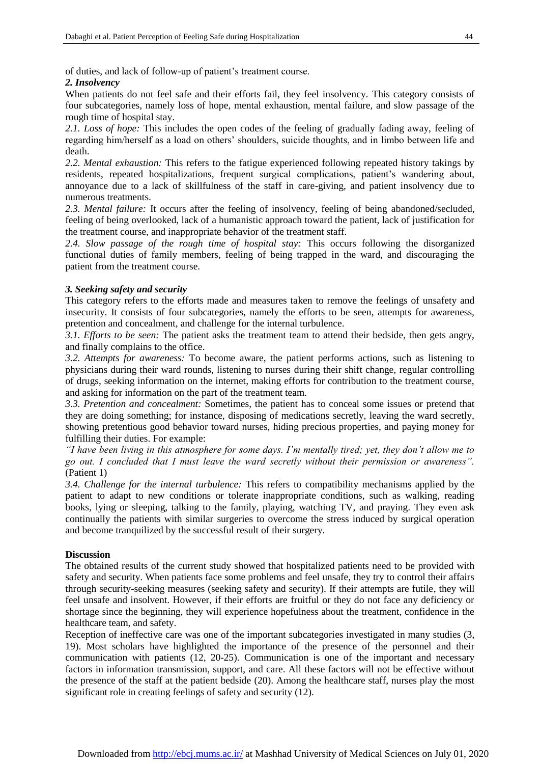of duties, and lack of follow-up of patient's treatment course.

***2. Insolvency***

When patients do not feel safe and their efforts fail, they feel insolvency. This category consists of four subcategories, namely loss of hope, mental exhaustion, mental failure, and slow passage of the rough time of hospital stay.

*2.1. Loss of hope:* This includes the open codes of the feeling of gradually fading away, feeling of regarding him/herself as a load on others' shoulders, suicide thoughts, and in limbo between life and death.

*2.2. Mental exhaustion:* This refers to the fatigue experienced following repeated history takings by residents, repeated hospitalizations, frequent surgical complications, patient's wandering about, annoyance due to a lack of skillfulness of the staff in care-giving, and patient insolvency due to numerous treatments.

*2.3. Mental failure:* It occurs after the feeling of insolvency, feeling of being abandoned/secluded, feeling of being overlooked, lack of a humanistic approach toward the patient, lack of justification for the treatment course, and inappropriate behavior of the treatment staff.

*2.4. Slow passage of the rough time of hospital stay:* This occurs following the disorganized functional duties of family members, feeling of being trapped in the ward, and discouraging the patient from the treatment course.

***3. Seeking safety and security***

This category refers to the efforts made and measures taken to remove the feelings of unsafety and insecurity. It consists of four subcategories, namely the efforts to be seen, attempts for awareness, pretention and concealment, and challenge for the internal turbulence.

*3.1. Efforts to be seen:* The patient asks the treatment team to attend their bedside, then gets angry, and finally complains to the office.

*3.2. Attempts for awareness:* To become aware, the patient performs actions, such as listening to physicians during their ward rounds, listening to nurses during their shift change, regular controlling of drugs, seeking information on the internet, making efforts for contribution to the treatment course, and asking for information on the part of the treatment team.

*3.3. Pretention and concealment:* Sometimes, the patient has to conceal some issues or pretend that they are doing something; for instance, disposing of medications secretly, leaving the ward secretly, showing pretentious good behavior toward nurses, hiding precious properties, and paying money for fulfilling their duties. For example:

*"I have been living in this atmosphere for some days. I'm mentally tired; yet, they don't allow me to go out. I concluded that I must leave the ward secretly without their permission or awareness".* (Patient 1)

*3.4. Challenge for the internal turbulence:* This refers to compatibility mechanisms applied by the patient to adapt to new conditions or tolerate inappropriate conditions, such as walking, reading books, lying or sleeping, talking to the family, playing, watching TV, and praying. They even ask continually the patients with similar surgeries to overcome the stress induced by surgical operation and become tranquilized by the successful result of their surgery.

## Discussion

The obtained results of the current study showed that hospitalized patients need to be provided with safety and security. When patients face some problems and feel unsafe, they try to control their affairs through security-seeking measures (seeking safety and security). If their attempts are futile, they will feel unsafe and insolvent. However, if their efforts are fruitful or they do not face any deficiency or shortage since the beginning, they will experience hopefulness about the treatment, confidence in the healthcare team, and safety.

Reception of ineffective care was one of the important subcategories investigated in many studies (3, 19). Most scholars have highlighted the importance of the presence of the personnel and their communication with patients (12, 20-25). Communication is one of the important and necessary factors in information transmission, support, and care. All these factors will not be effective without the presence of the staff at the patient bedside (20). Among the healthcare staff, nurses play the most significant role in creating feelings of safety and security (12).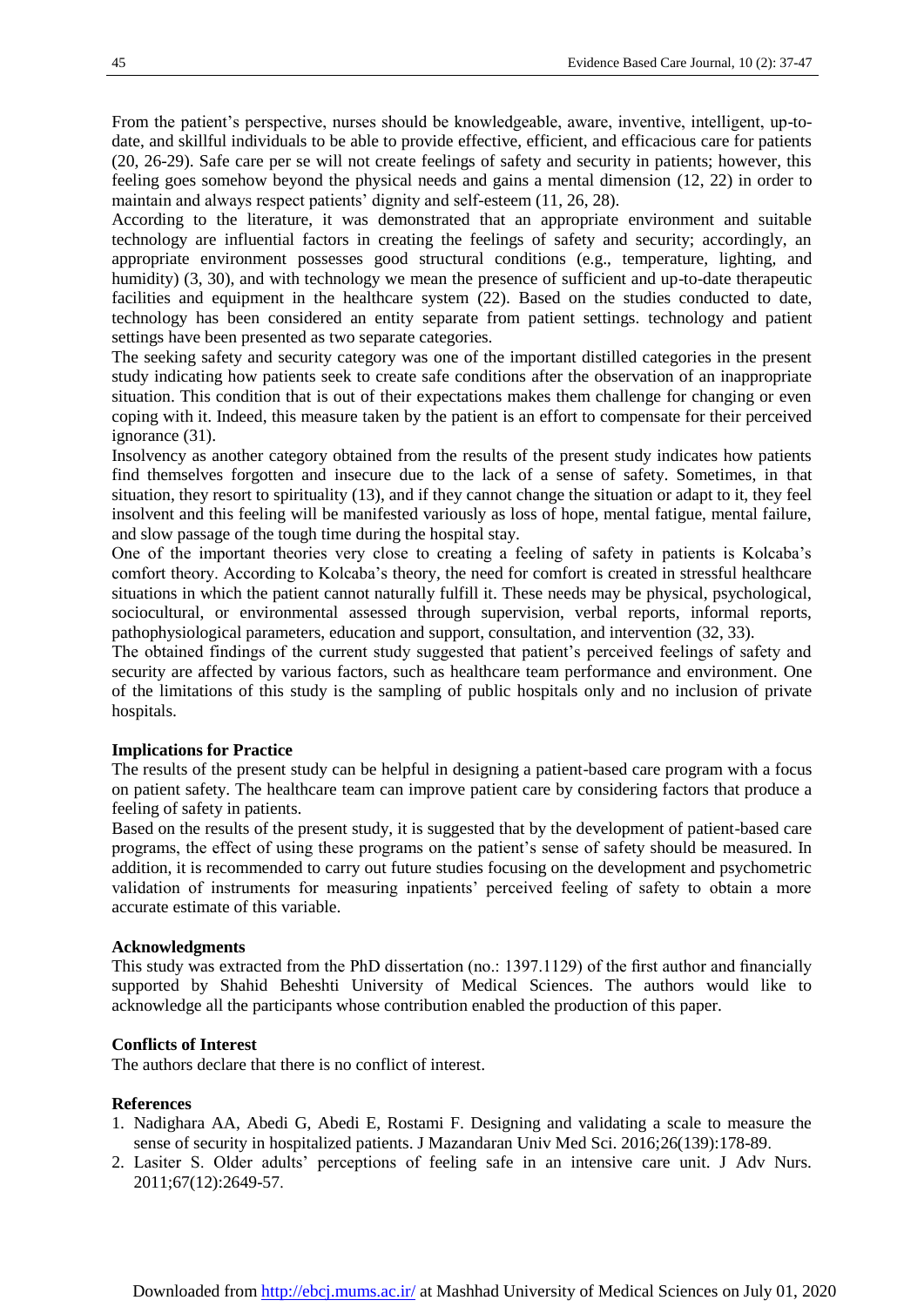From the patient's perspective, nurses should be knowledgeable, aware, inventive, intelligent, up-to-date, and skillful individuals to be able to provide effective, efficient, and efficacious care for patients (20, 26-29). Safe care per se will not create feelings of safety and security in patients; however, this feeling goes somehow beyond the physical needs and gains a mental dimension (12, 22) in order to maintain and always respect patients' dignity and self-esteem (11, 26, 28).

According to the literature, it was demonstrated that an appropriate environment and suitable technology are influential factors in creating the feelings of safety and security; accordingly, an appropriate environment possesses good structural conditions (e.g., temperature, lighting, and humidity) (3, 30), and with technology we mean the presence of sufficient and up-to-date therapeutic facilities and equipment in the healthcare system (22). Based on the studies conducted to date, technology has been considered an entity separate from patient settings. technology and patient settings have been presented as two separate categories.

The seeking safety and security category was one of the important distilled categories in the present study indicating how patients seek to create safe conditions after the observation of an inappropriate situation. This condition that is out of their expectations makes them challenge for changing or even coping with it. Indeed, this measure taken by the patient is an effort to compensate for their perceived ignorance (31).

Insolvency as another category obtained from the results of the present study indicates how patients find themselves forgotten and insecure due to the lack of a sense of safety. Sometimes, in that situation, they resort to spirituality (13), and if they cannot change the situation or adapt to it, they feel insolvent and this feeling will be manifested variously as loss of hope, mental fatigue, mental failure, and slow passage of the tough time during the hospital stay.

One of the important theories very close to creating a feeling of safety in patients is Kolcaba's comfort theory. According to Kolcaba's theory, the need for comfort is created in stressful healthcare situations in which the patient cannot naturally fulfill it. These needs may be physical, psychological, sociocultural, or environmental assessed through supervision, verbal reports, informal reports, pathophysiological parameters, education and support, consultation, and intervention (32, 33).

The obtained findings of the current study suggested that patient's perceived feelings of safety and security are affected by various factors, such as healthcare team performance and environment. One of the limitations of this study is the sampling of public hospitals only and no inclusion of private hospitals.

**Implications for Practice**

The results of the present study can be helpful in designing a patient-based care program with a focus on patient safety. The healthcare team can improve patient care by considering factors that produce a feeling of safety in patients.

Based on the results of the present study, it is suggested that by the development of patient-based care programs, the effect of using these programs on the patient's sense of safety should be measured. In addition, it is recommended to carry out future studies focusing on the development and psychometric validation of instruments for measuring inpatients' perceived feeling of safety to obtain a more accurate estimate of this variable.

**Acknowledgments**

This study was extracted from the PhD dissertation (no.: 1397.1129) of the first author and financially supported by Shahid Beheshti University of Medical Sciences. The authors would like to acknowledge all the participants whose contribution enabled the production of this paper.

**Conflicts of Interest**

The authors declare that there is no conflict of interest.

**References**

1. Nadighara AA, Abedi G, Abedi E, Rostami F. Designing and validating a scale to measure the sense of security in hospitalized patients. J Mazandaran Univ Med Sci. 2016;26(139):178-89.
2. Lasiter S. Older adults' perceptions of feeling safe in an intensive care unit. J Adv Nurs. 2011;67(12):2649-57.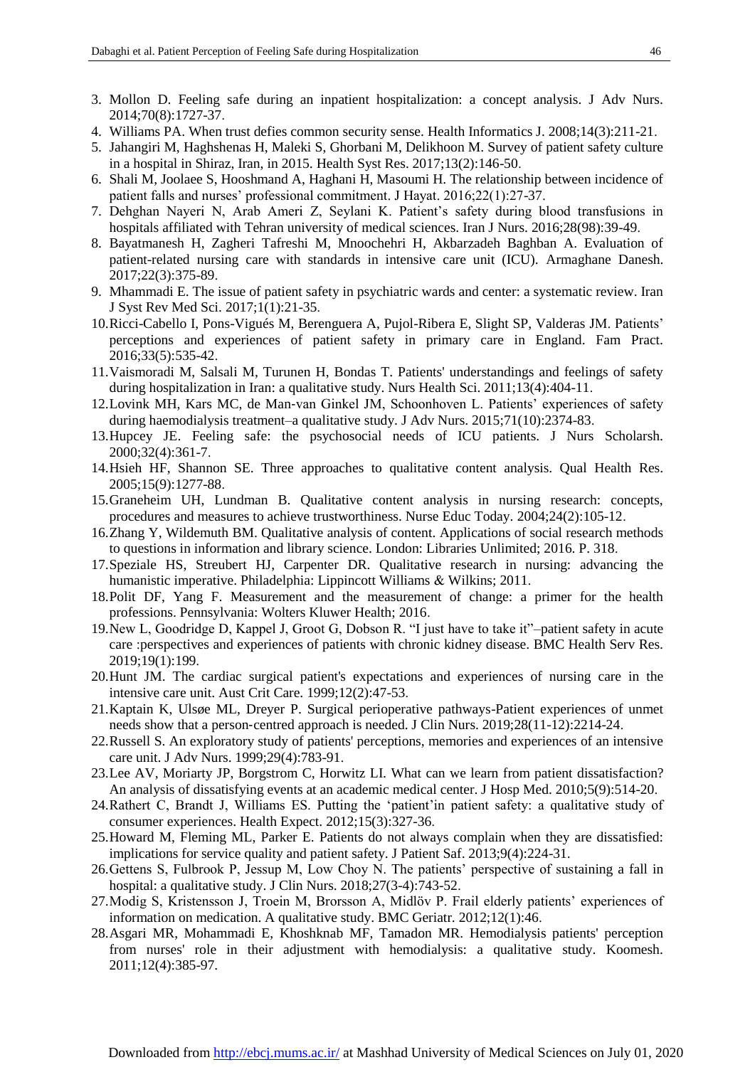3. Mollon D. Feeling safe during an inpatient hospitalization: a concept analysis. J Adv Nurs. 2014;70(8):1727-37.
4. Williams PA. When trust defies common security sense. Health Informatics J. 2008;14(3):211-21.
5. Jahangiri M, Haghshenas H, Maleki S, Ghorbani M, Delikhoon M. Survey of patient safety culture in a hospital in Shiraz, Iran, in 2015. Health Syst Res. 2017;13(2):146-50.
6. Shali M, Joolaee S, Hooshmand A, Haghani H, Masoumi H. The relationship between incidence of patient falls and nurses' professional commitment. J Hayat. 2016;22(1):27-37.
7. Dehghan Nayeri N, Arab Ameri Z, Seylani K. Patient's safety during blood transfusions in hospitals affiliated with Tehran university of medical sciences. Iran J Nurs. 2016;28(98):39-49.
8. Bayatmanesh H, Zagheri Tafreshi M, Mnoochehri H, Akbarzadeh Baghban A. Evaluation of patient-related nursing care with standards in intensive care unit (ICU). Armaghane Danesh. 2017;22(3):375-89.
9. Mhammadi E. The issue of patient safety in psychiatric wards and center: a systematic review. Iran J Syst Rev Med Sci. 2017;1(1):21-35.
10. Ricci-Cabello I, Pons-Vigués M, Berenguera A, Pujol-Ribera E, Slight SP, Valderas JM. Patients' perceptions and experiences of patient safety in primary care in England. Fam Pract. 2016;33(5):535-42.
11. Vaismoradi M, Salsali M, Turunen H, Bondas T. Patients' understandings and feelings of safety during hospitalization in Iran: a qualitative study. Nurs Health Sci. 2011;13(4):404-11.
12. Lovink MH, Kars MC, de Man-van Ginkel JM, Schoonhoven L. Patients' experiences of safety during haemodialysis treatment–a qualitative study. J Adv Nurs. 2015;71(10):2374-83.
13. Hupcey JE. Feeling safe: the psychosocial needs of ICU patients. J Nurs Scholarsh. 2000;32(4):361-7.
14. Hsieh HF, Shannon SE. Three approaches to qualitative content analysis. Qual Health Res. 2005;15(9):1277-88.
15. Graneheim UH, Lundman B. Qualitative content analysis in nursing research: concepts, procedures and measures to achieve trustworthiness. Nurse Educ Today. 2004;24(2):105-12.
16. Zhang Y, Wildemuth BM. Qualitative analysis of content. Applications of social research methods to questions in information and library science. London: Libraries Unlimited; 2016. P. 318.
17. Speziale HS, Streubert HJ, Carpenter DR. Qualitative research in nursing: advancing the humanistic imperative. Philadelphia: Lippincott Williams & Wilkins; 2011.
18. Polit DF, Yang F. Measurement and the measurement of change: a primer for the health professions. Pennsylvania: Wolters Kluwer Health; 2016.
19. New L, Goodridge D, Kappel J, Groot G, Dobson R. "I just have to take it"–patient safety in acute care :perspectives and experiences of patients with chronic kidney disease. BMC Health Serv Res. 2019;19(1):199.
20. Hunt JM. The cardiac surgical patient's expectations and experiences of nursing care in the intensive care unit. Aust Crit Care. 1999;12(2):47-53.
21. Kaptain K, Ulsøe ML, Dreyer P. Surgical perioperative pathways-Patient experiences of unmet needs show that a person-centred approach is needed. J Clin Nurs. 2019;28(11-12):2214-24.
22. Russell S. An exploratory study of patients' perceptions, memories and experiences of an intensive care unit. J Adv Nurs. 1999;29(4):783-91.
23. Lee AV, Moriarty JP, Borgstrom C, Horwitz LI. What can we learn from patient dissatisfaction? An analysis of dissatisfying events at an academic medical center. J Hosp Med. 2010;5(9):514-20.
24. Rathert C, Brandt J, Williams ES. Putting the 'patient'in patient safety: a qualitative study of consumer experiences. Health Expect. 2012;15(3):327-36.
25. Howard M, Fleming ML, Parker E. Patients do not always complain when they are dissatisfied: implications for service quality and patient safety. J Patient Saf. 2013;9(4):224-31.
26. Gettens S, Fulbrook P, Jessup M, Low Choy N. The patients' perspective of sustaining a fall in hospital: a qualitative study. J Clin Nurs. 2018;27(3-4):743-52.
27. Modig S, Kristensson J, Troein M, Brorsson A, Midlöv P. Frail elderly patients' experiences of information on medication. A qualitative study. BMC Geriatr. 2012;12(1):46.
28. Asgari MR, Mohammadi E, Khoshknab MF, Tamadon MR. Hemodialysis patients' perception from nurses' role in their adjustment with hemodialysis: a qualitative study. Koomesh. 2011;12(4):385-97.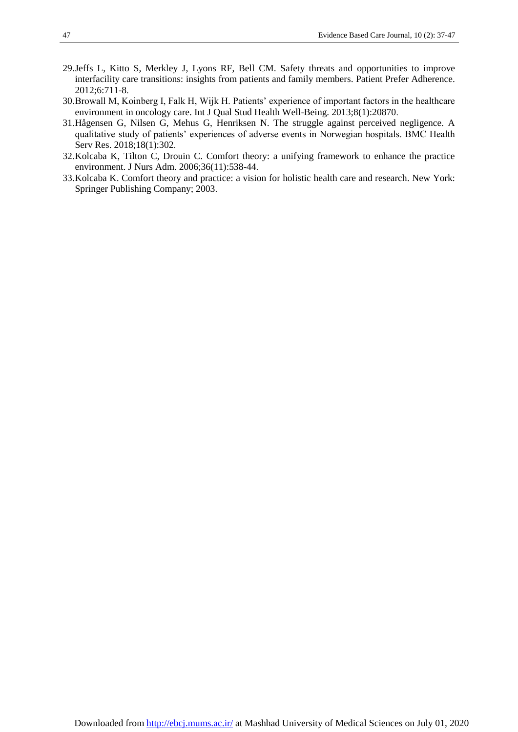29. Jeffs L, Kitto S, Merkley J, Lyons RF, Bell CM. Safety threats and opportunities to improve interfacility care transitions: insights from patients and family members. Patient Prefer Adherence. 2012;6:711-8.
30. Browall M, Koinberg I, Falk H, Wijk H. Patients' experience of important factors in the healthcare environment in oncology care. Int J Qual Stud Health Well-Being. 2013;8(1):20870.
31. Hågensen G, Nilsen G, Mehus G, Henriksen N. The struggle against perceived negligence. A qualitative study of patients' experiences of adverse events in Norwegian hospitals. BMC Health Serv Res. 2018;18(1):302.
32. Kolcaba K, Tilton C, Drouin C. Comfort theory: a unifying framework to enhance the practice environment. J Nurs Adm. 2006;36(11):538-44.
33. Kolcaba K. Comfort theory and practice: a vision for holistic health care and research. New York: Springer Publishing Company; 2003.